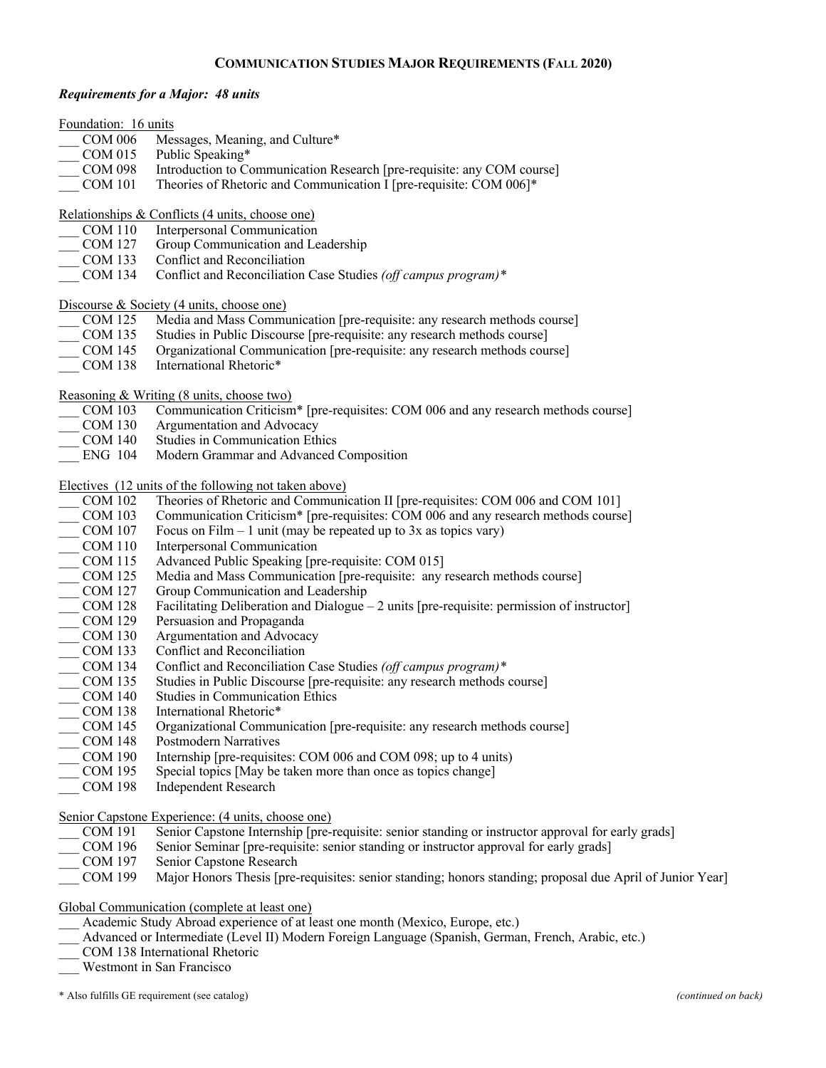# Communication Studies Major Requirements (Fall 2020)

***Requirements for a Major: 48 units***

Foundation: 16 units

- ___ COM 006 Messages, Meaning, and Culture*
- ___ COM 015 Public Speaking*
- ___ COM 098 Introduction to Communication Research [pre-requisite: any COM course]
- ___ COM 101 Theories of Rhetoric and Communication I [pre-requisite: COM 006]*

Relationships & Conflicts (4 units, choose one)

- ___ COM 110 Interpersonal Communication
- ___ COM 127 Group Communication and Leadership
- ___ COM 133 Conflict and Reconciliation
- ___ COM 134 Conflict and Reconciliation Case Studies *(off campus program)**

Discourse & Society (4 units, choose one)

- ___ COM 125 Media and Mass Communication [pre-requisite: any research methods course]
- ___ COM 135 Studies in Public Discourse [pre-requisite: any research methods course]
- ___ COM 145 Organizational Communication [pre-requisite: any research methods course]
- ___ COM 138 International Rhetoric*

Reasoning & Writing (8 units, choose two)

- ___ COM 103 Communication Criticism* [pre-requisites: COM 006 and any research methods course]
- ___ COM 130 Argumentation and Advocacy
- ___ COM 140 Studies in Communication Ethics
- ___ ENG 104 Modern Grammar and Advanced Composition

Electives (12 units of the following not taken above)

- ___ COM 102 Theories of Rhetoric and Communication II [pre-requisites: COM 006 and COM 101]
- ___ COM 103 Communication Criticism* [pre-requisites: COM 006 and any research methods course]
- ___ COM 107 Focus on Film – 1 unit (may be repeated up to 3x as topics vary)
- ___ COM 110 Interpersonal Communication
- ___ COM 115 Advanced Public Speaking [pre-requisite: COM 015]
- ___ COM 125 Media and Mass Communication [pre-requisite: any research methods course]
- ___ COM 127 Group Communication and Leadership
- ___ COM 128 Facilitating Deliberation and Dialogue – 2 units [pre-requisite: permission of instructor]
- ___ COM 129 Persuasion and Propaganda
- ___ COM 130 Argumentation and Advocacy
- ___ COM 133 Conflict and Reconciliation
- ___ COM 134 Conflict and Reconciliation Case Studies *(off campus program)**
- ___ COM 135 Studies in Public Discourse [pre-requisite: any research methods course]
- ___ COM 140 Studies in Communication Ethics
- ___ COM 138 International Rhetoric*
- ___ COM 145 Organizational Communication [pre-requisite: any research methods course]
- ___ COM 148 Postmodern Narratives
- ___ COM 190 Internship [pre-requisites: COM 006 and COM 098; up to 4 units)
- ___ COM 195 Special topics [May be taken more than once as topics change]
- ___ COM 198 Independent Research

Senior Capstone Experience: (4 units, choose one)

- ___ COM 191 Senior Capstone Internship [pre-requisite: senior standing or instructor approval for early grads]
- ___ COM 196 Senior Seminar [pre-requisite: senior standing or instructor approval for early grads]
- ___ COM 197 Senior Capstone Research
- ___ COM 199 Major Honors Thesis [pre-requisites: senior standing; honors standing; proposal due April of Junior Year]

Global Communication (complete at least one)

- ___ Academic Study Abroad experience of at least one month (Mexico, Europe, etc.)
- ___ Advanced or Intermediate (Level II) Modern Foreign Language (Spanish, German, French, Arabic, etc.)
- ___ COM 138 International Rhetoric
- ___ Westmont in San Francisco

* Also fulfills GE requirement (see catalog)

*(continued on back)*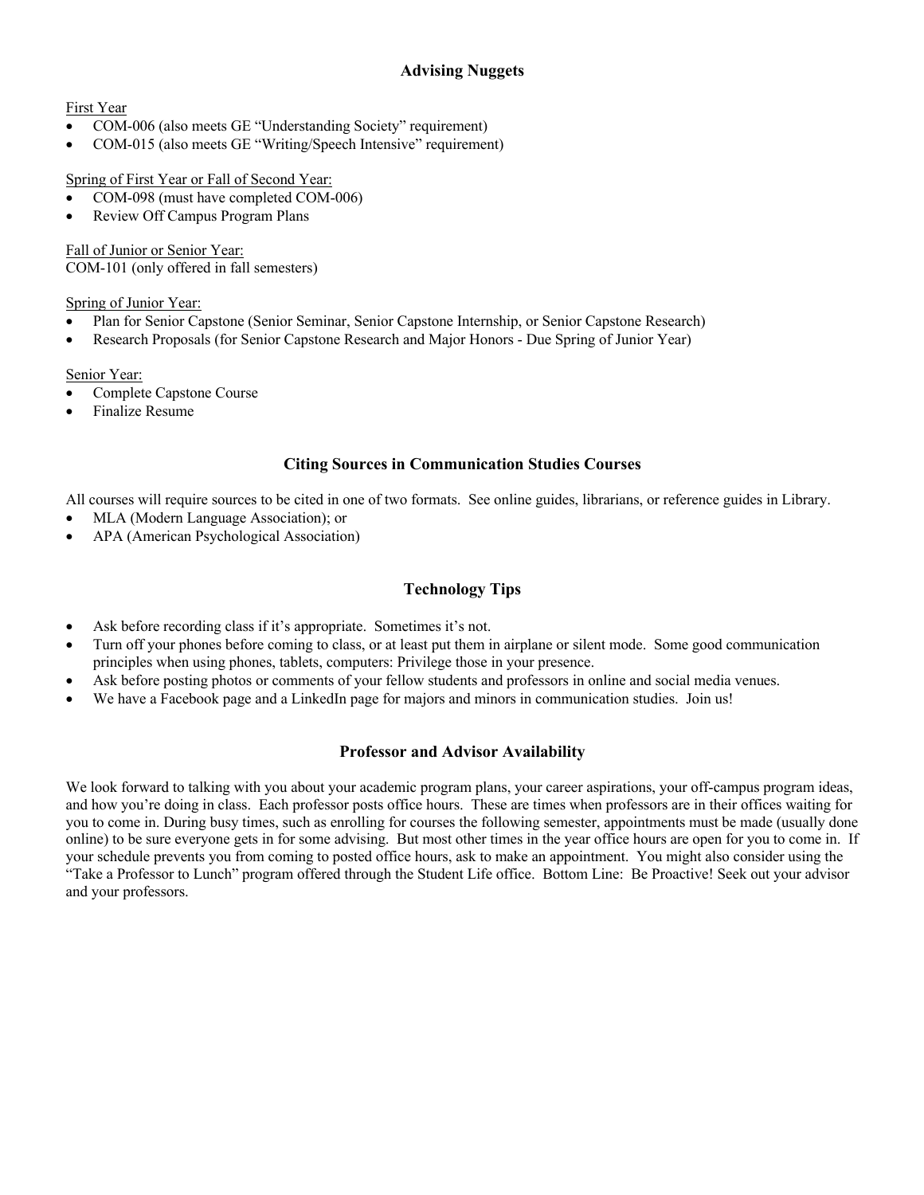## Advising Nuggets

First Year

- COM-006 (also meets GE "Understanding Society" requirement)
- COM-015 (also meets GE "Writing/Speech Intensive" requirement)

Spring of First Year or Fall of Second Year:

- COM-098 (must have completed COM-006)
- Review Off Campus Program Plans

Fall of Junior or Senior Year:
COM-101 (only offered in fall semesters)

Spring of Junior Year:

- Plan for Senior Capstone (Senior Seminar, Senior Capstone Internship, or Senior Capstone Research)
- Research Proposals (for Senior Capstone Research and Major Honors - Due Spring of Junior Year)

Senior Year:

- Complete Capstone Course
- Finalize Resume

## Citing Sources in Communication Studies Courses

All courses will require sources to be cited in one of two formats. See online guides, librarians, or reference guides in Library.

- MLA (Modern Language Association); or
- APA (American Psychological Association)

## Technology Tips

- Ask before recording class if it's appropriate. Sometimes it's not.
- Turn off your phones before coming to class, or at least put them in airplane or silent mode. Some good communication principles when using phones, tablets, computers: Privilege those in your presence.
- Ask before posting photos or comments of your fellow students and professors in online and social media venues.
- We have a Facebook page and a LinkedIn page for majors and minors in communication studies. Join us!

## Professor and Advisor Availability

We look forward to talking with you about your academic program plans, your career aspirations, your off-campus program ideas, and how you're doing in class. Each professor posts office hours. These are times when professors are in their offices waiting for you to come in. During busy times, such as enrolling for courses the following semester, appointments must be made (usually done online) to be sure everyone gets in for some advising. But most other times in the year office hours are open for you to come in. If your schedule prevents you from coming to posted office hours, ask to make an appointment. You might also consider using the "Take a Professor to Lunch" program offered through the Student Life office. Bottom Line: Be Proactive! Seek out your advisor and your professors.